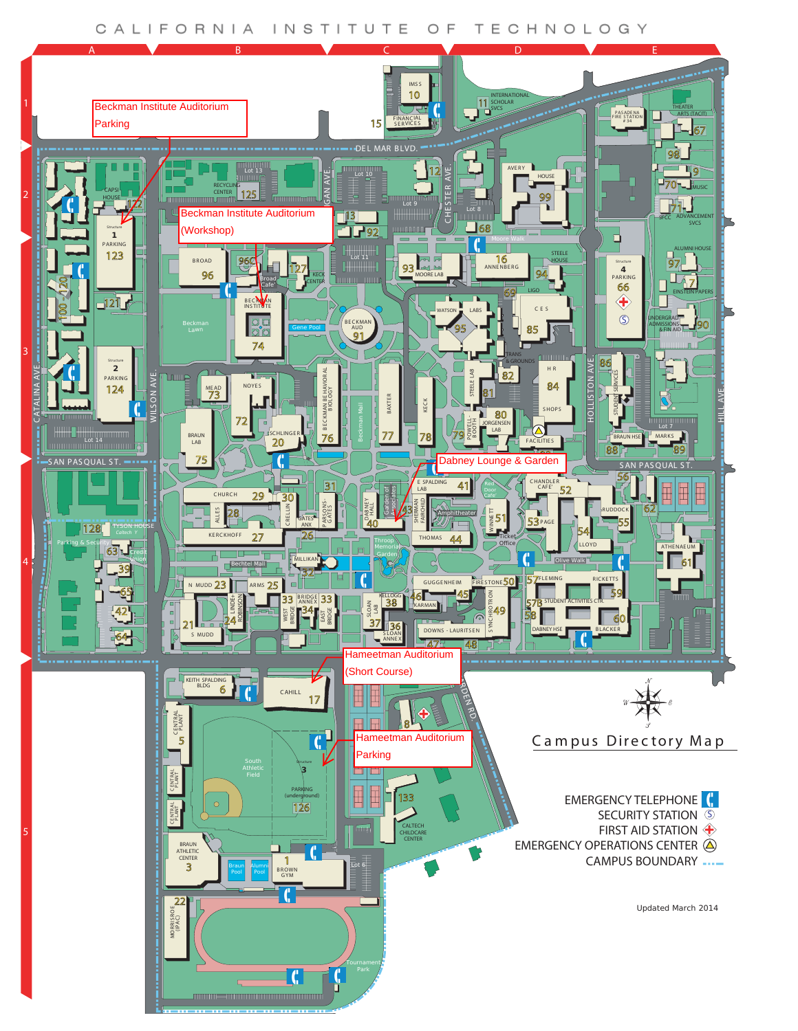# CALIFORNIA INSTITUTE OF TECHNOLOGY

## Campus Directory Map

Beckman Institute Auditorium Parking

Beckman Institute Auditorium (Workshop)

Dabney Lounge & Garden

Hameetman Auditorium (Short Course)

Hameetman Auditorium Parking

EMERGENCY TELEPHONE

SECURITY STATION

FIRST AID STATION

EMERGENCY OPERATIONS CENTER

CAMPUS BOUNDARY

Updated March 2014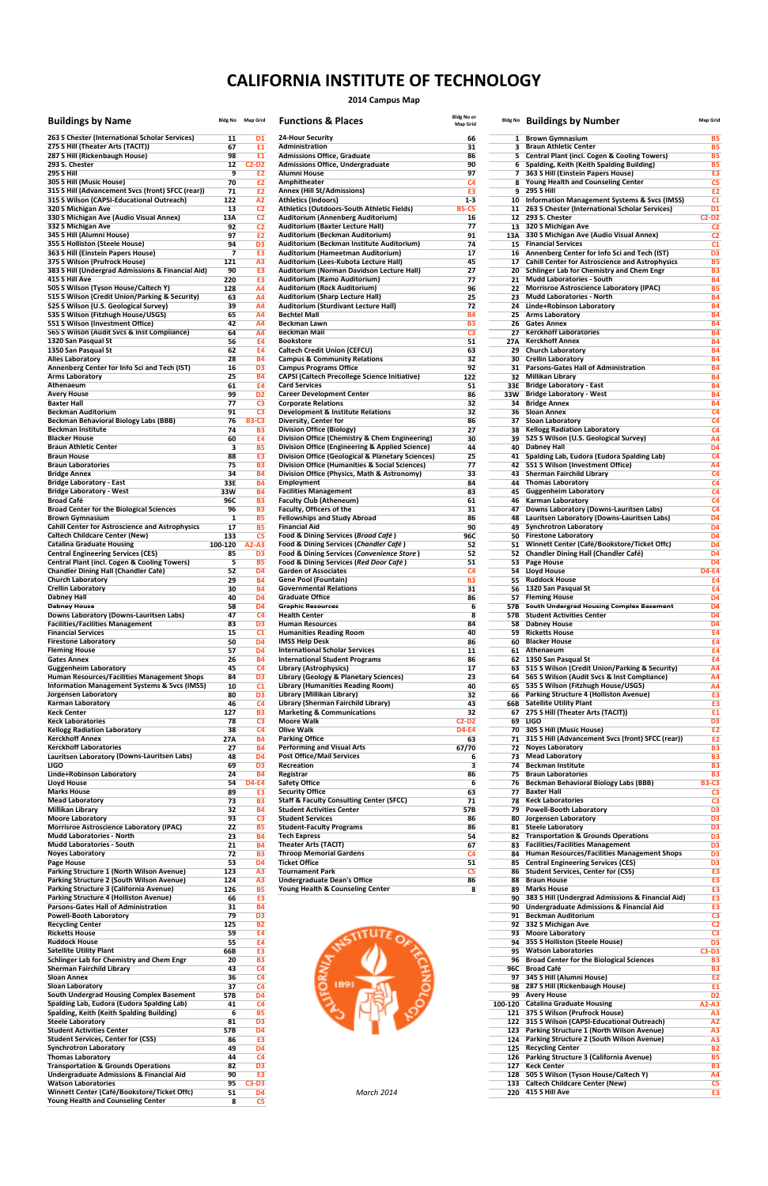# CALIFORNIA INSTITUTE OF TECHNOLOGY

**2014 Campus Map**

## Buildings by Name

| Buildings by Name | Bldg No | Map Grid |
|---|---|---|
| 263 S Chester (International Scholar Services) | 11 | D1 |
| 275 S Hill (Theater Arts (TACIT)) | 67 | E1 |
| 287 S Hill (Rickenbaugh House) | 98 | E1 |
| 293 S. Chester | 12 | C2-D2 |
| 295 S Hill | 9 | E2 |
| 305 S Hill (Music House) | 70 | E2 |
| 315 S Hill (Advancement Svcs (front) SFCC (rear)) | 71 | E2 |
| 315 S Wilson (CAPSI-Educational Outreach) | 122 | A2 |
| 320 S Michigan Ave | 13 | C2 |
| 330 S Michigan Ave (Audio Visual Annex) | 13A | C2 |
| 332 S Michigan Ave | 92 | C2 |
| 345 S Hill (Alumni House) | 97 | E2 |
| 355 S Holliston (Steele House) | 94 | D3 |
| 363 S Hill (Einstein Papers House) | 7 | E3 |
| 375 S Wilson (Prufrock House) | 121 | A3 |
| 383 S Hill (Undergrad Admissions & Financial Aid) | 90 | E3 |
| 415 S Hill Ave | 220 | E3 |
| 505 S Wilson (Tyson House/Caltech Y) | 128 | A4 |
| 515 S Wilson (Credit Union/Parking & Security) | 63 | A4 |
| 525 S Wilson (U.S. Geological Survey) | 39 | A4 |
| 535 S Wilson (Fitzhugh House/USGS) | 65 | A4 |
| 551 S Wilson (Investment Office) | 42 | A4 |
| 565 S Wilson (Audit Svcs & Inst Compliance) | 64 | A4 |
| 1320 San Pasqual St | 56 | E4 |
| 1350 San Pasqual St | 62 | E4 |
| Alles Laboratory | 28 | B4 |
| Annenberg Center for Info Sci and Tech (IST) | 16 | D3 |
| Arms Laboratory | 25 | B4 |
| Athenaeum | 61 | E4 |
| Avery House | 99 | D2 |
| Baxter Hall | 77 | C3 |
| Beckman Auditorium | 91 | C3 |
| Beckman Behavioral Biology Labs (BBB) | 76 | B3-C3 |
| Beckman Institute | 74 | B3 |
| Blacker House | 60 | E4 |
| Braun Athletic Center | 3 | B5 |
| Braun House | 88 | E3 |
| Braun Laboratories | 75 | B3 |
| Bridge Annex | 34 | B4 |
| Bridge Laboratory - East | 33E | B4 |
| Bridge Laboratory - West | 33W | B4 |
| Broad Café | 96C | B3 |
| Broad Center for the Biological Sciences | 96 | B3 |
| Brown Gymnasium | 1 | B5 |
| Cahill Center for Astroscience and Astrophysics | 17 | B5 |
| Caltech Childcare Center (New) | 133 | C5 |
| Catalina Graduate Housing | 100-120 | A2-A3 |
| Central Engineering Services (CES) | 85 | D3 |
| Central Plant (incl. Cogen & Cooling Towers) | 5 | B5 |
| Chandler Dining Hall (Chandler Café) | 52 | D4 |
| Church Laboratory | 29 | B4 |
| Crellin Laboratory | 30 | B4 |
| Dabney Hall | 40 | D4 |
| ~~Dabney House~~ | 58 | D4 |
| Downs Laboratory (Downs-Lauritsen Labs) | 47 | C4 |
| Facilities/Facilities Management | 83 | D3 |
| Financial Services | 15 | C1 |
| Firestone Laboratory | 50 | D4 |
| Fleming House | 57 | D4 |
| Gates Annex | 26 | B4 |
| Guggenheim Laboratory | 45 | C4 |
| Human Resources/Facilities Management Shops | 84 | D3 |
| Information Management Systems & Svcs (IMSS) | 10 | C1 |
| Jorgensen Laboratory | 80 | D3 |
| Karman Laboratory | 46 | C4 |
| Keck Center | 127 | B3 |
| Keck Laboratories | 78 | C3 |
| Kellogg Radiation Laboratory | 38 | C4 |
| Kerckhoff Annex | 27A | B4 |
| Kerckhoff Laboratories | 27 | B4 |
| Lauritsen Laboratory (Downs-Lauritsen Labs) | 48 | D4 |
| LIGO | 69 | D3 |
| Linde+Robinson Laboratory | 24 | B4 |
| Lloyd House | 54 | D4-E4 |
| Marks House | 89 | E3 |
| Mead Laboratory | 73 | B3 |
| Millikan Library | 32 | B4 |
| Moore Laboratory | 93 | C3 |
| Morrisroe Astroscience Laboratory (IPAC) | 22 | B5 |
| Mudd Laboratories - North | 23 | B4 |
| Mudd Laboratories - South | 21 | B4 |
| Noyes Laboratory | 72 | B3 |
| Page House | 53 | D4 |
| Parking Structure 1 (North Wilson Avenue) | 123 | A3 |
| Parking Structure 2 (South Wilson Avenue) | 124 | A3 |
| Parking Structure 3 (California Avenue) | 126 | B5 |
| Parking Structure 4 (Holliston Avenue) | 66 | E3 |
| Parsons-Gates Hall of Administration | 31 | B4 |
| Powell-Booth Laboratory | 79 | D3 |
| Recycling Center | 125 | B2 |
| Ricketts House | 59 | E4 |
| Ruddock House | 55 | E4 |
| Satellite Utility Plant | 66B | E3 |
| Schlinger Lab for Chemistry and Chem Engr | 20 | B3 |
| Sherman Fairchild Library | 43 | C4 |
| Sloan Annex | 36 | C4 |
| Sloan Laboratory | 37 | C4 |
| South Undergrad Housing Complex Basement | 57B | D4 |
| Spalding Lab, Eudora (Eudora Spalding Lab) | 41 | C4 |
| Spalding, Keith (Keith Spalding Building) | 6 | B5 |
| Steele Laboratory | 81 | D3 |
| Student Activities Center | 57B | D4 |
| Student Services, Center for (CSS) | 86 | E3 |
| Synchrotron Laboratory | 49 | D4 |
| Thomas Laboratory | 44 | C4 |
| Transportation & Grounds Operations | 82 | D3 |
| Undergraduate Admissions & Financial Aid | 90 | E3 |
| Watson Laboratories | 95 | C3-D3 |
| Winnett Center (Café/Bookstore/Ticket Offc) | 51 | D4 |
| Young Health and Counseling Center | 8 | C5 |

## Functions & Places

| Functions & Places | Bldg No or Map Grid |
|---|---|
| 24-Hour Security | 66 |
| Administration | 31 |
| Admissions Office, Graduate | 86 |
| Admissions Office, Undergraduate | 90 |
| Alumni House | 97 |
| Amphitheater | C4 |
| Annex (Hill St/Admissions) | E3 |
| Athletics (Indoors) | 1-3 |
| Athletics (Outdoors-South Athletic Fields) | B5-C5 |
| Auditorium (Annenberg Auditorium) | 16 |
| Auditorium (Baxter Lecture Hall) | 77 |
| Auditorium (Beckman Auditorium) | 91 |
| Auditorium (Beckman Institute Auditorium) | 74 |
| Auditorium (Hameetman Auditorium) | 17 |
| Auditorium (Lees-Kubota Lecture Hall) | 45 |
| Auditorium (Norman Davidson Lecture Hall) | 27 |
| Auditorium (Ramo Auditorium) | 77 |
| Auditorium (Rock Auditorium) | 96 |
| Auditorium (Sharp Lecture Hall) | 25 |
| Auditorium (Sturdivant Lecture Hall) | 72 |
| Bechtel Mall | B4 |
| Beckman Lawn | B3 |
| Beckman Mall | C3 |
| Bookstore | 51 |
| Caltech Credit Union (CEFCU) | 63 |
| Campus & Community Relations | 32 |
| Campus Programs Office | 92 |
| CAPSI (Caltech Precollege Science Initiative) | 122 |
| Card Services | 51 |
| Career Development Center | 86 |
| Corporate Relations | 32 |
| Development & Institute Relations | 32 |
| Diversity, Center for | 86 |
| Division Office (Biology) | 27 |
| Division Office (Chemistry & Chem Engineering) | 30 |
| Division Office (Engineering & Applied Science) | 44 |
| Division Office (Geological & Planetary Sciences) | 25 |
| Division Office (Humanities & Social Sciences) | 77 |
| Division Office (Physics, Math & Astronomy) | 33 |
| Employment | 84 |
| Facilities Management | 83 |
| Faculty Club (Athenaeum) | 61 |
| Faculty, Officers of the | 31 |
| Fellowships and Study Abroad | 86 |
| Financial Aid | 90 |
| Food & Dining Services (*Broad Café*) | 96C |
| Food & Dining Services (*Chandler Café*) | 52 |
| Food & Dining Services (*Convenience Store*) | 52 |
| Food & Dining Services (*Red Door Café*) | 51 |
| Garden of Associates | C4 |
| Gene Pool (Fountain) | B3 |
| Governmental Relations | 31 |
| Graduate Office | 86 |
| ~~Graphic Resources~~ | 6 |
| Health Center | 8 |
| Human Resources | 84 |
| Humanities Reading Room | 40 |
| IMSS Help Desk | 86 |
| International Scholar Services | 11 |
| International Student Programs | 86 |
| Library (Astrophysics) | 17 |
| Library (Geology & Planetary Sciences) | 23 |
| Library (Humanities Reading Room) | 40 |
| Library (Millikan Library) | 32 |
| Library (Sherman Fairchild Library) | 43 |
| Marketing & Communications | 84 |
| Moore Walk | C2-D2 |
| Olive Walk | D4-E4 |
| Parking Office | 63 |
| Performing and Visual Arts | 67/70 |
| Post Office/Mail Services | 6 |
| Recreation | 3 |
| Registrar | 86 |
| Safety Office | 6 |
| Security Office | 63 |
| Staff & Faculty Consulting Center (SFCC) | 71 |
| Student Activities Center | 57B |
| Student Services | 86 |
| Student-Faculty Programs | 86 |
| Tech Express | 54 |
| Theater Arts (TACIT) | 67 |
| Throop Memorial Gardens | C4 |
| Ticket Office | 51 |
| Tournament Park | C5 |
| Undergraduate Dean's Office | 86 |
| Young Health & Counseling Center | 8 |

CALIFORNIA INSTITUTE OF TECHNOLOGY 1891

*March 2014*

## Buildings by Number

| Bldg No | Buildings by Number | Map Grid |
|---|---|---|
| 1 | Brown Gymnasium | B5 |
| 3 | Braun Athletic Center | B5 |
| 5 | Central Plant (incl. Cogen & Cooling Towers) | B5 |
| 6 | Spalding, Keith (Keith Spalding Building) | B5 |
| 7 | 363 S Hill (Einstein Papers House) | E3 |
| 8 | Young Health and Counseling Center | C5 |
| 9 | 295 S Hill | E2 |
| 10 | Information Management Systems & Svcs (IMSS) | C1 |
| 11 | 263 S Chester (International Scholar Services) | D1 |
| 12 | 293 S. Chester | C2-D2 |
| 13 | 320 S Michigan Ave | C2 |
| 13A | 330 S Michigan Ave (Audio Visual Annex) | C2 |
| 15 | Financial Services | C1 |
| 16 | Annenberg Center for Info Sci and Tech (IST) | D3 |
| 17 | Cahill Center for Astroscience and Astrophysics | B5 |
| 20 | Schlinger Lab for Chemistry and Chem Engr | B3 |
| 21 | Mudd Laboratories - South | B4 |
| 22 | Morrisroe Astroscience Laboratory (IPAC) | B5 |
| 23 | Mudd Laboratories - North | B4 |
| 24 | Linde+Robinson Laboratory | B4 |
| 25 | Arms Laboratory | B4 |
| 26 | Gates Annex | B4 |
| 27 | Kerckhoff Laboratories | B4 |
| 27A | Kerckhoff Annex | B4 |
| 29 | Church Laboratory | B4 |
| 30 | Crellin Laboratory | B4 |
| 31 | Parsons-Gates Hall of Administration | B4 |
| 32 | Millikan Library | B4 |
| 33E | Bridge Laboratory - East | B4 |
| 33W | Bridge Laboratory - West | B4 |
| 34 | Bridge Annex | B4 |
| 36 | Sloan Annex | C4 |
| 37 | Sloan Laboratory | C4 |
| 38 | Kellogg Radiation Laboratory | C4 |
| 39 | 525 S Wilson (U.S. Geological Survey) | A4 |
| 40 | Dabney Hall | D4 |
| 41 | Spalding Lab, Eudora (Eudora Spalding Lab) | C4 |
| 42 | 551 S Wilson (Investment Office) | A4 |
| 43 | Sherman Fairchild Library | C4 |
| 44 | Thomas Laboratory | C4 |
| 45 | Guggenheim Laboratory | C4 |
| 46 | Karman Laboratory | C4 |
| 47 | Downs Laboratory (Downs-Lauritsen Labs) | C4 |
| 48 | Lauritsen Laboratory (Downs-Lauritsen Labs) | D4 |
| 49 | Synchrotron Laboratory | D4 |
| 50 | Firestone Laboratory | D4 |
| 51 | Winnett Center (Café/Bookstore/Ticket Offc) | D4 |
| 52 | Chandler Dining Hall (Chandler Café) | D4 |
| 53 | Page House | D4 |
| 54 | Lloyd House | D4-E4 |
| 55 | Ruddock House | E4 |
| 56 | 1320 San Pasqual St | E4 |
| 57 | Fleming House | D4 |
| 57B | ~~South Undergrad Housing Complex Basement~~ | D4 |
| 57B | Student Activities Center | D4 |
| 58 | Dabney House | D4 |
| 59 | Ricketts House | E4 |
| 60 | Blacker House | E4 |
| 61 | Athenaeum | E4 |
| 62 | 1350 San Pasqual St | E4 |
| 63 | 515 S Wilson (Credit Union/Parking & Security) | A4 |
| 64 | 565 S Wilson (Audit Svcs & Inst Compliance) | A4 |
| 65 | 535 S Wilson (Fitzhugh House/USGS) | A4 |
| 66 | Parking Structure 4 (Holliston Avenue) | E3 |
| 66B | Satellite Utility Plant | E3 |
| 67 | 275 S Hill (Theater Arts (TACIT)) | E1 |
| 69 | LIGO | D3 |
| 70 | 305 S Hill (Music House) | E2 |
| 71 | 315 S Hill (Advancement Svcs (front) SFCC (rear)) | E2 |
| 72 | Noyes Laboratory | B3 |
| 73 | Mead Laboratory | B3 |
| 74 | Beckman Institute | B3 |
| 75 | Braun Laboratories | B3 |
| 76 | Beckman Behavioral Biology Labs (BBB) | B3-C3 |
| 77 | Baxter Hall | C3 |
| 78 | Keck Laboratories | C3 |
| 79 | Powell-Booth Laboratory | D3 |
| 80 | Jorgensen Laboratory | D3 |
| 81 | Steele Laboratory | D3 |
| 82 | Transportation & Grounds Operations | D3 |
| 83 | Facilities/Facilities Management | D3 |
| 84 | Human Resources/Facilities Management Shops | D3 |
| 85 | Central Engineering Services (CES) | D3 |
| 86 | Student Services, Center for (CSS) | E3 |
| 88 | Braun House | E3 |
| 89 | Marks House | E3 |
| 90 | 383 S Hill (Undergrad Admissions & Financial Aid) | E3 |
| 90 | Undergraduate Admissions & Financial Aid | E3 |
| 91 | Beckman Auditorium | C3 |
| 92 | 332 S Michigan Ave | C2 |
| 93 | Moore Laboratory | C3 |
| 94 | 355 S Holliston (Steele House) | D3 |
| 95 | Watson Laboratories | C3-D3 |
| 96 | Broad Center for the Biological Sciences | B3 |
| 96C | Broad Café | B3 |
| 97 | 345 S Hill (Alumni House) | E2 |
| 98 | 287 S Hill (Rickenbaugh House) | E1 |
| 99 | Avery House | D2 |
| 100-120 | Catalina Graduate Housing | A2-A3 |
| 121 | 375 S Wilson (Prufrock House) | A3 |
| 122 | 315 S Wilson (CAPSI-Educational Outreach) | A2 |
| 123 | Parking Structure 1 (North Wilson Avenue) | A3 |
| 124 | Parking Structure 2 (South Wilson Avenue) | A3 |
| 125 | Recycling Center | B2 |
| 126 | Parking Structure 3 (California Avenue) | B5 |
| 127 | Keck Center | B3 |
| 128 | 505 S Wilson (Tyson House/Caltech Y) | A4 |
| 133 | Caltech Childcare Center (New) | C5 |
| 220 | 415 S Hill Ave | E3 |